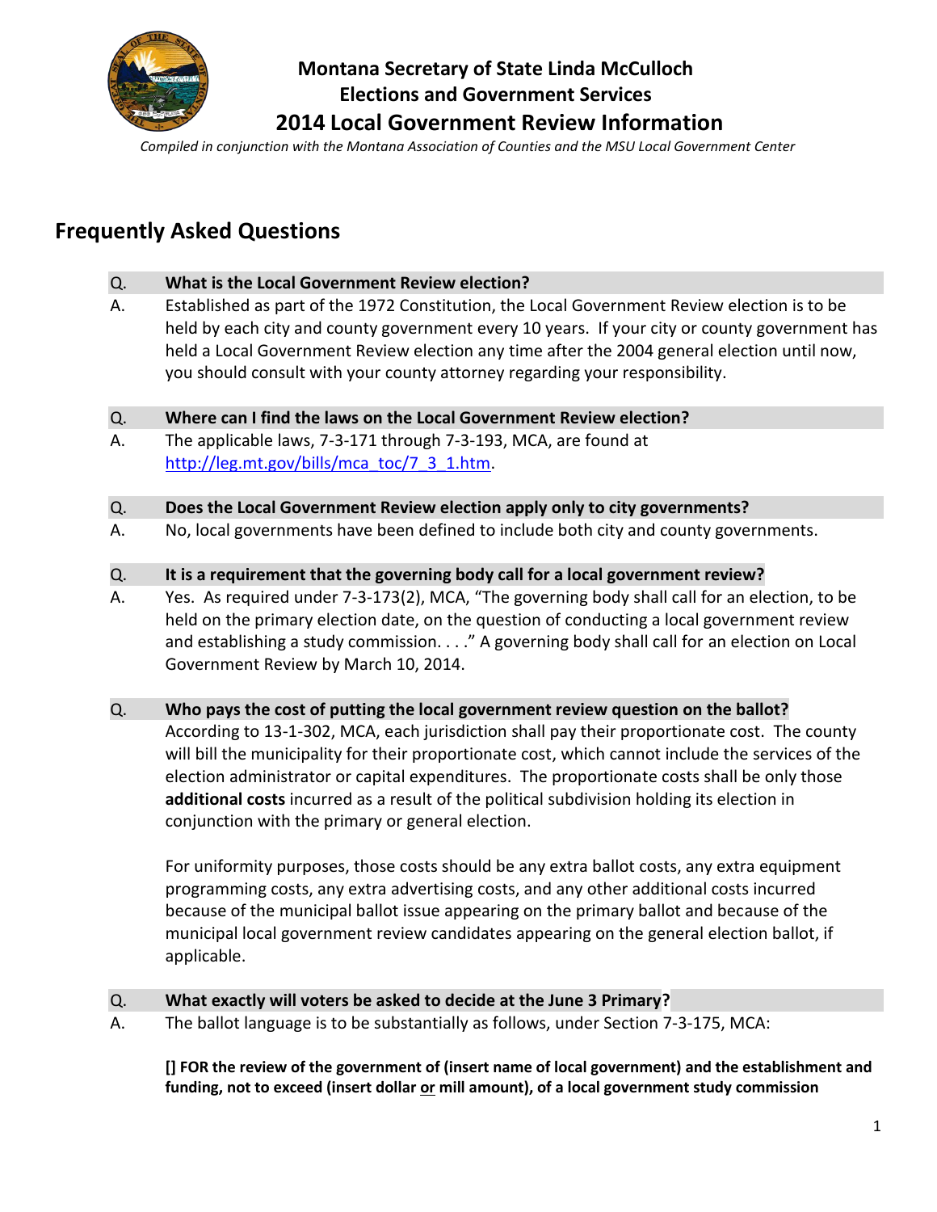# Montana Secretary of State Linda McCulloch

## Elections and Government Services

## 2014 Local Government Review Information

*Compiled in conjunction with the Montana Association of Counties and the MSU Local Government Center*

# Frequently Asked Questions

**Q. What is the Local Government Review election?**

A. Established as part of the 1972 Constitution, the Local Government Review election is to be held by each city and county government every 10 years. If your city or county government has held a Local Government Review election any time after the 2004 general election until now, you should consult with your county attorney regarding your responsibility.

**Q. Where can I find the laws on the Local Government Review election?**

A. The applicable laws, 7-3-171 through 7-3-193, MCA, are found at http://leg.mt.gov/bills/mca_toc/7_3_1.htm.

**Q. Does the Local Government Review election apply only to city governments?**

A. No, local governments have been defined to include both city and county governments.

**Q. It is a requirement that the governing body call for a local government review?**

A. Yes. As required under 7-3-173(2), MCA, "The governing body shall call for an election, to be held on the primary election date, on the question of conducting a local government review and establishing a study commission. . . ." A governing body shall call for an election on Local Government Review by March 10, 2014.

**Q. Who pays the cost of putting the local government review question on the ballot?**

According to 13-1-302, MCA, each jurisdiction shall pay their proportionate cost. The county will bill the municipality for their proportionate cost, which cannot include the services of the election administrator or capital expenditures. The proportionate costs shall be only those **additional costs** incurred as a result of the political subdivision holding its election in conjunction with the primary or general election.

For uniformity purposes, those costs should be any extra ballot costs, any extra equipment programming costs, any extra advertising costs, and any other additional costs incurred because of the municipal ballot issue appearing on the primary ballot and because of the municipal local government review candidates appearing on the general election ballot, if applicable.

**Q. What exactly will voters be asked to decide at the June 3 Primary?**

A. The ballot language is to be substantially as follows, under Section 7-3-175, MCA:

**[] FOR the review of the government of (insert name of local government) and the establishment and funding, not to exceed (insert dollar <u>or</u> mill amount), of a local government study commission**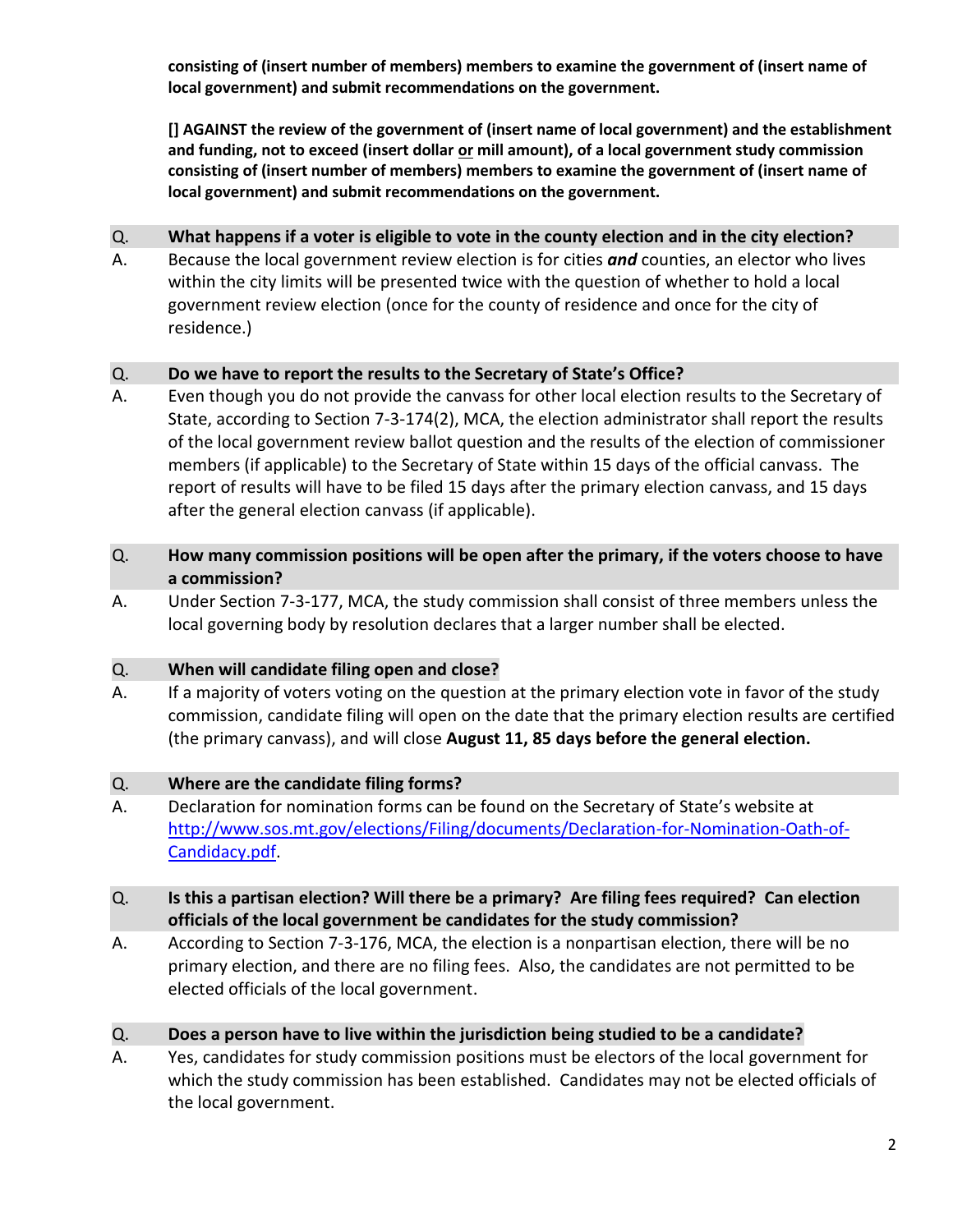**consisting of (insert number of members) members to examine the government of (insert name of local government) and submit recommendations on the government.**

**[] AGAINST the review of the government of (insert name of local government) and the establishment and funding, not to exceed (insert dollar or mill amount), of a local government study commission consisting of (insert number of members) members to examine the government of (insert name of local government) and submit recommendations on the government.**

**Q. What happens if a voter is eligible to vote in the county election and in the city election?**

A. Because the local government review election is for cities ***and*** counties, an elector who lives within the city limits will be presented twice with the question of whether to hold a local government review election (once for the county of residence and once for the city of residence.)

**Q. Do we have to report the results to the Secretary of State's Office?**

A. Even though you do not provide the canvass for other local election results to the Secretary of State, according to Section 7-3-174(2), MCA, the election administrator shall report the results of the local government review ballot question and the results of the election of commissioner members (if applicable) to the Secretary of State within 15 days of the official canvass. The report of results will have to be filed 15 days after the primary election canvass, and 15 days after the general election canvass (if applicable).

**Q. How many commission positions will be open after the primary, if the voters choose to have a commission?**

A. Under Section 7-3-177, MCA, the study commission shall consist of three members unless the local governing body by resolution declares that a larger number shall be elected.

**Q. When will candidate filing open and close?**

A. If a majority of voters voting on the question at the primary election vote in favor of the study commission, candidate filing will open on the date that the primary election results are certified (the primary canvass), and will close **August 11, 85 days before the general election.**

**Q. Where are the candidate filing forms?**

A. Declaration for nomination forms can be found on the Secretary of State's website at http://www.sos.mt.gov/elections/Filing/documents/Declaration-for-Nomination-Oath-of-Candidacy.pdf.

**Q. Is this a partisan election? Will there be a primary? Are filing fees required? Can election officials of the local government be candidates for the study commission?**

A. According to Section 7-3-176, MCA, the election is a nonpartisan election, there will be no primary election, and there are no filing fees. Also, the candidates are not permitted to be elected officials of the local government.

**Q. Does a person have to live within the jurisdiction being studied to be a candidate?**

A. Yes, candidates for study commission positions must be electors of the local government for which the study commission has been established. Candidates may not be elected officials of the local government.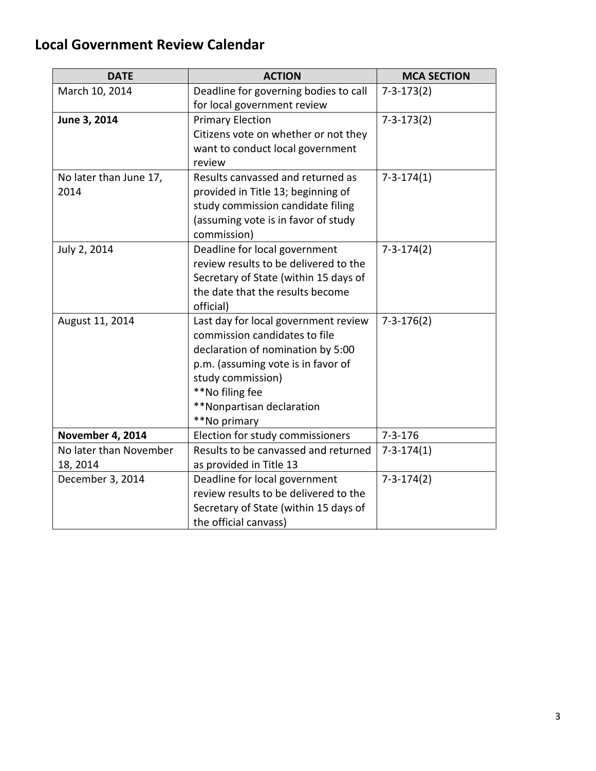## Local Government Review Calendar

| DATE | ACTION | MCA SECTION |
| --- | --- | --- |
| March 10, 2014 | Deadline for governing bodies to call for local government review | 7-3-173(2) |
| **June 3, 2014** | Primary Election<br>Citizens vote on whether or not they want to conduct local government review | 7-3-173(2) |
| No later than June 17, 2014 | Results canvassed and returned as provided in Title 13; beginning of study commission candidate filing (assuming vote is in favor of study commission) | 7-3-174(1) |
| July 2, 2014 | Deadline for local government review results to be delivered to the Secretary of State (within 15 days of the date that the results become official) | 7-3-174(2) |
| August 11, 2014 | Last day for local government review commission candidates to file declaration of nomination by 5:00 p.m. (assuming vote is in favor of study commission)<br>**No filing fee<br>**Nonpartisan declaration<br>**No primary | 7-3-176(2) |
| **November 4, 2014** | Election for study commissioners | 7-3-176 |
| No later than November 18, 2014 | Results to be canvassed and returned as provided in Title 13 | 7-3-174(1) |
| December 3, 2014 | Deadline for local government review results to be delivered to the Secretary of State (within 15 days of the official canvass) | 7-3-174(2) |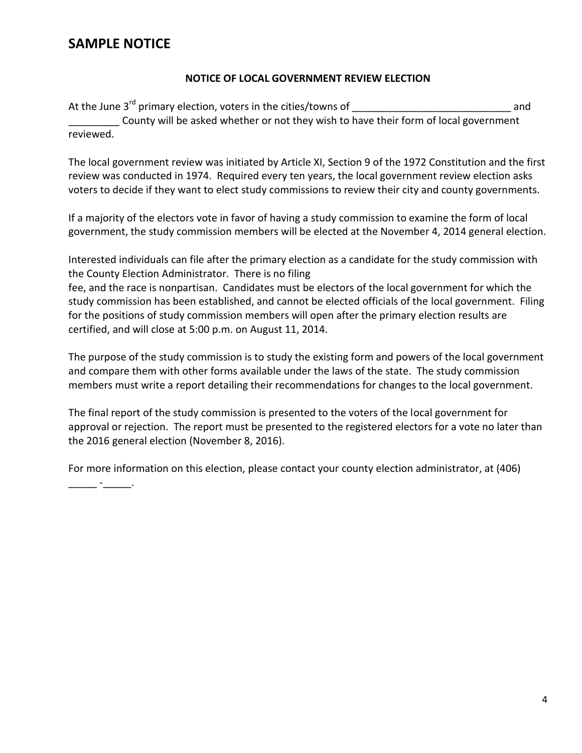# SAMPLE NOTICE

**NOTICE OF LOCAL GOVERNMENT REVIEW ELECTION**

At the June 3rd primary election, voters in the cities/towns of ____________________________ and _________ County will be asked whether or not they wish to have their form of local government reviewed.

The local government review was initiated by Article XI, Section 9 of the 1972 Constitution and the first review was conducted in 1974. Required every ten years, the local government review election asks voters to decide if they want to elect study commissions to review their city and county governments.

If a majority of the electors vote in favor of having a study commission to examine the form of local government, the study commission members will be elected at the November 4, 2014 general election.

Interested individuals can file after the primary election as a candidate for the study commission with the County Election Administrator. There is no filing fee, and the race is nonpartisan. Candidates must be electors of the local government for which the study commission has been established, and cannot be elected officials of the local government. Filing for the positions of study commission members will open after the primary election results are certified, and will close at 5:00 p.m. on August 11, 2014.

The purpose of the study commission is to study the existing form and powers of the local government and compare them with other forms available under the laws of the state. The study commission members must write a report detailing their recommendations for changes to the local government.

The final report of the study commission is presented to the voters of the local government for approval or rejection. The report must be presented to the registered electors for a vote no later than the 2016 general election (November 8, 2016).

For more information on this election, please contact your county election administrator, at (406) _____ -_____.